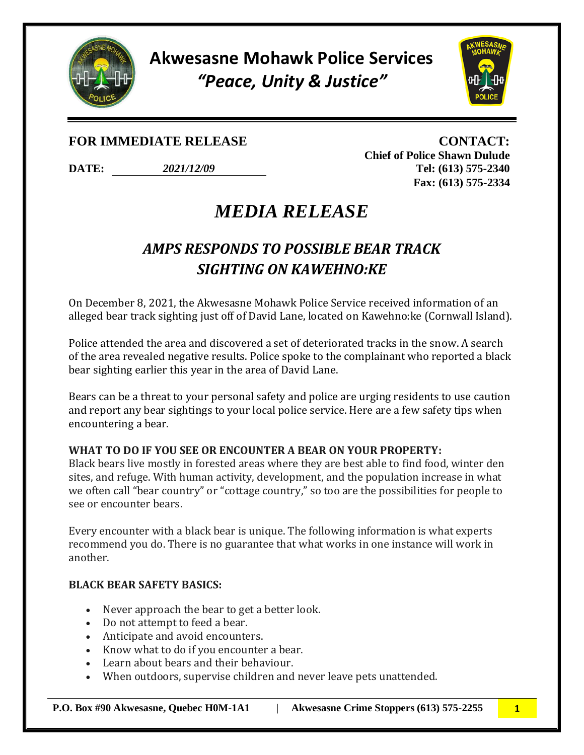# Akwesasne Mohawk Police Services

*"Peace, Unity & Justice"*

**FOR IMMEDIATE RELEASE**

**DATE:** *2021/12/09*

**CONTACT:**
**Chief of Police Shawn Dulude**
**Tel: (613) 575-2340**
**Fax: (613) 575-2334**

# *MEDIA RELEASE*

## *AMPS RESPONDS TO POSSIBLE BEAR TRACK SIGHTING ON KAWEHNO:KE*

On December 8, 2021, the Akwesasne Mohawk Police Service received information of an alleged bear track sighting just off of David Lane, located on Kawehno:ke (Cornwall Island).

Police attended the area and discovered a set of deteriorated tracks in the snow. A search of the area revealed negative results. Police spoke to the complainant who reported a black bear sighting earlier this year in the area of David Lane.

Bears can be a threat to your personal safety and police are urging residents to use caution and report any bear sightings to your local police service. Here are a few safety tips when encountering a bear.

**WHAT TO DO IF YOU SEE OR ENCOUNTER A BEAR ON YOUR PROPERTY:**
Black bears live mostly in forested areas where they are best able to find food, winter den sites, and refuge. With human activity, development, and the population increase in what we often call "bear country" or "cottage country," so too are the possibilities for people to see or encounter bears.

Every encounter with a black bear is unique. The following information is what experts recommend you do. There is no guarantee that what works in one instance will work in another.

**BLACK BEAR SAFETY BASICS:**

- Never approach the bear to get a better look.
- Do not attempt to feed a bear.
- Anticipate and avoid encounters.
- Know what to do if you encounter a bear.
- Learn about bears and their behaviour.
- When outdoors, supervise children and never leave pets unattended.

**P.O. Box #90 Akwesasne, Quebec H0M-1A1** | **Akwesasne Crime Stoppers (613) 575-2255**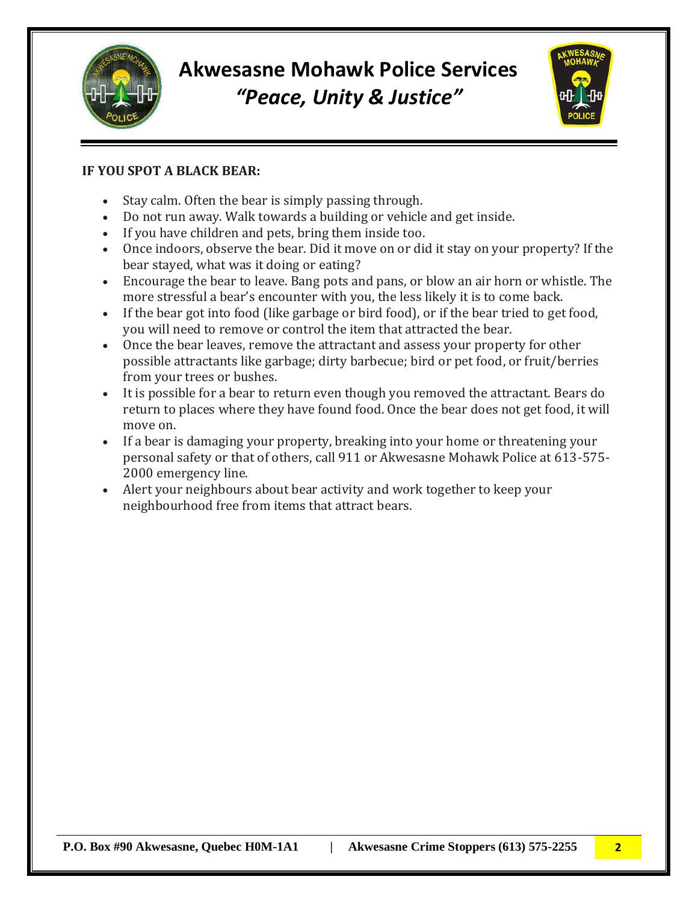**IF YOU SPOT A BLACK BEAR:**

- Stay calm. Often the bear is simply passing through.
- Do not run away. Walk towards a building or vehicle and get inside.
- If you have children and pets, bring them inside too.
- Once indoors, observe the bear. Did it move on or did it stay on your property? If the bear stayed, what was it doing or eating?
- Encourage the bear to leave. Bang pots and pans, or blow an air horn or whistle. The more stressful a bear's encounter with you, the less likely it is to come back.
- If the bear got into food (like garbage or bird food), or if the bear tried to get food, you will need to remove or control the item that attracted the bear.
- Once the bear leaves, remove the attractant and assess your property for other possible attractants like garbage; dirty barbecue; bird or pet food, or fruit/berries from your trees or bushes.
- It is possible for a bear to return even though you removed the attractant. Bears do return to places where they have found food. Once the bear does not get food, it will move on.
- If a bear is damaging your property, breaking into your home or threatening your personal safety or that of others, call 911 or Akwesasne Mohawk Police at 613-575-2000 emergency line.
- Alert your neighbours about bear activity and work together to keep your neighbourhood free from items that attract bears.